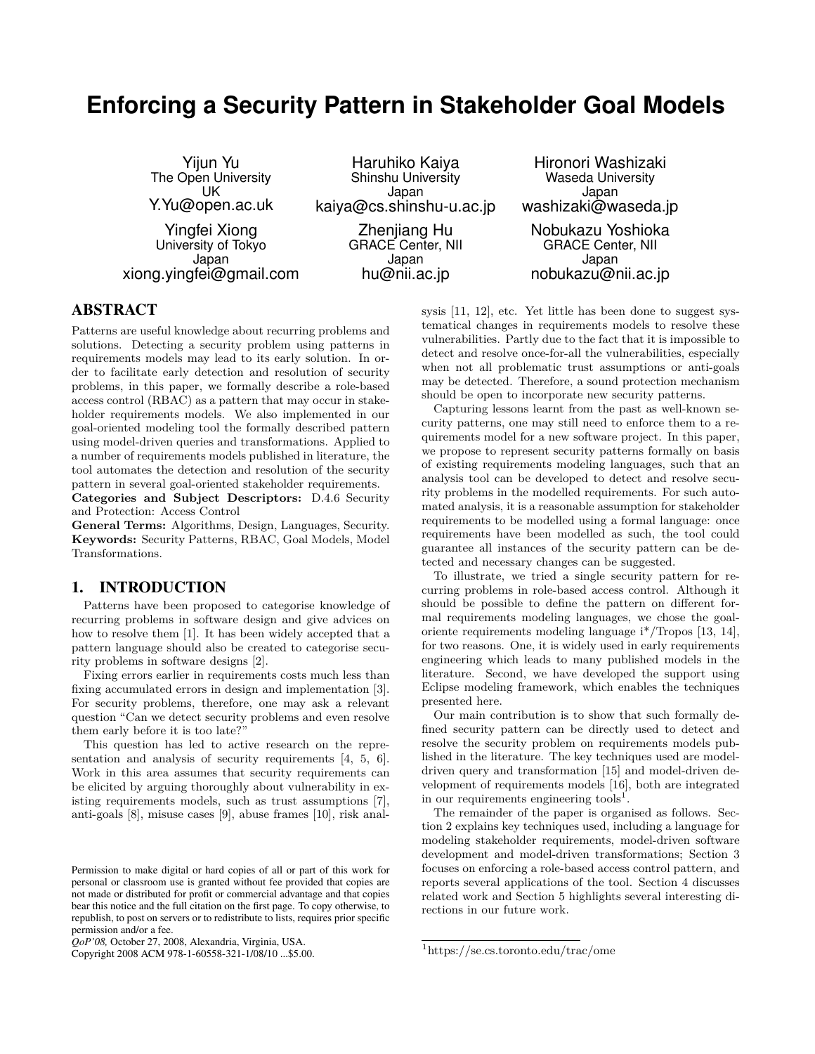# Enforcing a Security Pattern in Stakeholder Goal Models

Yijun Yu
The Open University
UK
Y.Yu@open.ac.uk

Haruhiko Kaiya
Shinshu University
Japan
kaiya@cs.shinshu-u.ac.jp

Hironori Washizaki
Waseda University
Japan
washizaki@waseda.jp

Yingfei Xiong
University of Tokyo
Japan
xiong.yingfei@gmail.com

Zhenjiang Hu
GRACE Center, NII
Japan
hu@nii.ac.jp

Nobukazu Yoshioka
GRACE Center, NII
Japan
nobukazu@nii.ac.jp

## ABSTRACT

Patterns are useful knowledge about recurring problems and solutions. Detecting a security problem using patterns in requirements models may lead to its early solution. In order to facilitate early detection and resolution of security problems, in this paper, we formally describe a role-based access control (RBAC) as a pattern that may occur in stakeholder requirements models. We also implemented in our goal-oriented modeling tool the formally described pattern using model-driven queries and transformations. Applied to a number of requirements models published in literature, the tool automates the detection and resolution of the security pattern in several goal-oriented stakeholder requirements.

**Categories and Subject Descriptors:** D.4.6 Security and Protection: Access Control

**General Terms:** Algorithms, Design, Languages, Security.

**Keywords:** Security Patterns, RBAC, Goal Models, Model Transformations.

## 1. INTRODUCTION

Patterns have been proposed to categorise knowledge of recurring problems in software design and give advices on how to resolve them [1]. It has been widely accepted that a pattern language should also be created to categorise security problems in software designs [2].

Fixing errors earlier in requirements costs much less than fixing accumulated errors in design and implementation [3]. For security problems, therefore, one may ask a relevant question "Can we detect security problems and even resolve them early before it is too late?"

This question has led to active research on the representation and analysis of security requirements [4, 5, 6]. Work in this area assumes that security requirements can be elicited by arguing thoroughly about vulnerability in existing requirements models, such as trust assumptions [7], anti-goals [8], misuse cases [9], abuse frames [10], risk analysis [11, 12], etc. Yet little has been done to suggest systematical changes in requirements models to resolve these vulnerabilities. Partly due to the fact that it is impossible to detect and resolve once-for-all the vulnerabilities, especially when not all problematic trust assumptions or anti-goals may be detected. Therefore, a sound protection mechanism should be open to incorporate new security patterns.

Capturing lessons learnt from the past as well-known security patterns, one may still need to enforce them to a requirements model for a new software project. In this paper, we propose to represent security patterns formally on basis of existing requirements modeling languages, such that an analysis tool can be developed to detect and resolve security problems in the modelled requirements. For such automated analysis, it is a reasonable assumption for stakeholder requirements to be modelled using a formal language: once requirements have been modelled as such, the tool could guarantee all instances of the security pattern can be detected and necessary changes can be suggested.

To illustrate, we tried a single security pattern for recurring problems in role-based access control. Although it should be possible to define the pattern on different formal requirements modeling languages, we chose the goal-oriente requirements modeling language i*/Tropos [13, 14], for two reasons. One, it is widely used in early requirements engineering which leads to many published models in the literature. Second, we have developed the support using Eclipse modeling framework, which enables the techniques presented here.

Our main contribution is to show that such formally defined security pattern can be directly used to detect and resolve the security problem on requirements models published in the literature. The key techniques used are model-driven query and transformation [15] and model-driven development of requirements models [16], both are integrated in our requirements engineering tools[1].

The remainder of the paper is organised as follows. Section 2 explains key techniques used, including a language for modeling stakeholder requirements, model-driven software development and model-driven transformations; Section 3 focuses on enforcing a role-based access control pattern, and reports several applications of the tool. Section 4 discusses related work and Section 5 highlights several interesting directions in our future work.

Permission to make digital or hard copies of all or part of this work for personal or classroom use is granted without fee provided that copies are not made or distributed for profit or commercial advantage and that copies bear this notice and the full citation on the first page. To copy otherwise, to republish, to post on servers or to redistribute to lists, requires prior specific permission and/or a fee.
*QoP'08,* October 27, 2008, Alexandria, Virginia, USA.
Copyright 2008 ACM 978-1-60558-321-1/08/10 ...$5.00.

[1]https://se.cs.toronto.edu/trac/ome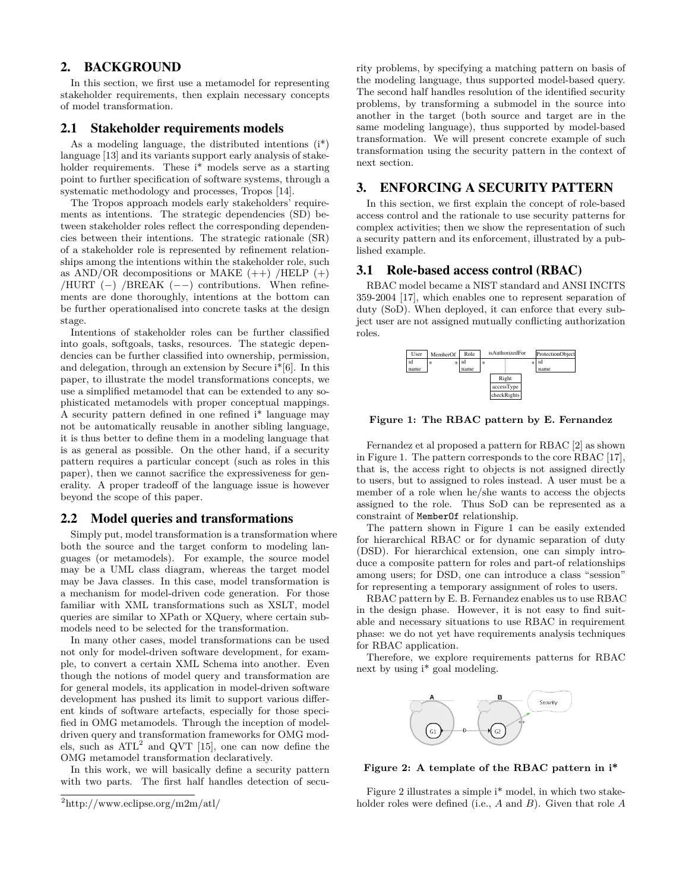## 2. BACKGROUND

In this section, we first use a metamodel for representing stakeholder requirements, then explain necessary concepts of model transformation.

### 2.1 Stakeholder requirements models

As a modeling language, the distributed intentions (i*) language [13] and its variants support early analysis of stakeholder requirements. These i* models serve as a starting point to further specification of software systems, through a systematic methodology and processes, Tropos [14].

The Tropos approach models early stakeholders' requirements as intentions. The strategic dependencies (SD) between stakeholder roles reflect the corresponding dependencies between their intentions. The strategic rationale (SR) of a stakeholder role is represented by refinement relationships among the intentions within the stakeholder role, such as AND/OR decompositions or MAKE (++) /HELP (+) /HURT (−) /BREAK (−−) contributions. When refinements are done thoroughly, intentions at the bottom can be further operationalised into concrete tasks at the design stage.

Intentions of stakeholder roles can be further classified into goals, softgoals, tasks, resources. The stategic dependencies can be further classified into ownership, permission, and delegation, through an extension by Secure i*[6]. In this paper, to illustrate the model transformations concepts, we use a simplified metamodel that can be extended to any sophisticated metamodels with proper conceptual mappings. A security pattern defined in one refined i* language may not be automatically reusable in another sibling language, it is thus better to define them in a modeling language that is as general as possible. On the other hand, if a security pattern requires a particular concept (such as roles in this paper), then we cannot sacrifice the expressiveness for generality. A proper tradeoff of the language issue is however beyond the scope of this paper.

### 2.2 Model queries and transformations

Simply put, model transformation is a transformation where both the source and the target conform to modeling languages (or metamodels). For example, the source model may be a UML class diagram, whereas the target model may be Java classes. In this case, model transformation is a mechanism for model-driven code generation. For those familiar with XML transformations such as XSLT, model queries are similar to XPath or XQuery, where certain submodels need to be selected for the transformation.

In many other cases, model transformations can be used not only for model-driven software development, for example, to convert a certain XML Schema into another. Even though the notions of model query and transformation are for general models, its application in model-driven software development has pushed its limit to support various different kinds of software artefacts, especially for those specified in OMG metamodels. Through the inception of model-driven query and transformation frameworks for OMG models, such as ATL[2] and QVT [15], one can now define the OMG metamodel transformation declaratively.

In this work, we will basically define a security pattern with two parts. The first half handles detection of security problems, by specifying a matching pattern on basis of the modeling language, thus supported model-based query. The second half handles resolution of the identified security problems, by transforming a submodel in the source into another in the target (both source and target are in the same modeling language), thus supported by model-based transformation. We will present concrete example of such transformation using the security pattern in the context of next section.

[2] http://www.eclipse.org/m2m/atl/

## 3. ENFORCING A SECURITY PATTERN

In this section, we first explain the concept of role-based access control and the rationale to use security patterns for complex activities; then we show the representation of such a security pattern and its enforcement, illustrated by a published example.

### 3.1 Role-based access control (RBAC)

RBAC model became a NIST standard and ANSI INCITS 359-2004 [17], which enables one to represent separation of duty (SoD). When deployed, it can enforce that every subject user are not assigned mutually conflicting authorization roles.

**Figure 1: The RBAC pattern by E. Fernandez**

Fernandez et al proposed a pattern for RBAC [2] as shown in Figure 1. The pattern corresponds to the core RBAC [17], that is, the access right to objects is not assigned directly to users, but to assigned to roles instead. A user must be a member of a role when he/she wants to access the objects assigned to the role. Thus SoD can be represented as a constraint of `MemberOf` relationship.

The pattern shown in Figure 1 can be easily extended for hierarchical RBAC or for dynamic separation of duty (DSD). For hierarchical extension, one can simply introduce a composite pattern for roles and part-of relationships among users; for DSD, one can introduce a class "session" for representing a temporary assignment of roles to users.

RBAC pattern by E. B. Fernandez enables us to use RBAC in the design phase. However, it is not easy to find suitable and necessary situations to use RBAC in requirement phase: we do not yet have requirements analysis techniques for RBAC application.

Therefore, we explore requirements patterns for RBAC next by using i* goal modeling.

**Figure 2: A template of the RBAC pattern in i***

Figure 2 illustrates a simple i* model, in which two stakeholder roles were defined (i.e., $A$ and $B$). Given that role $A$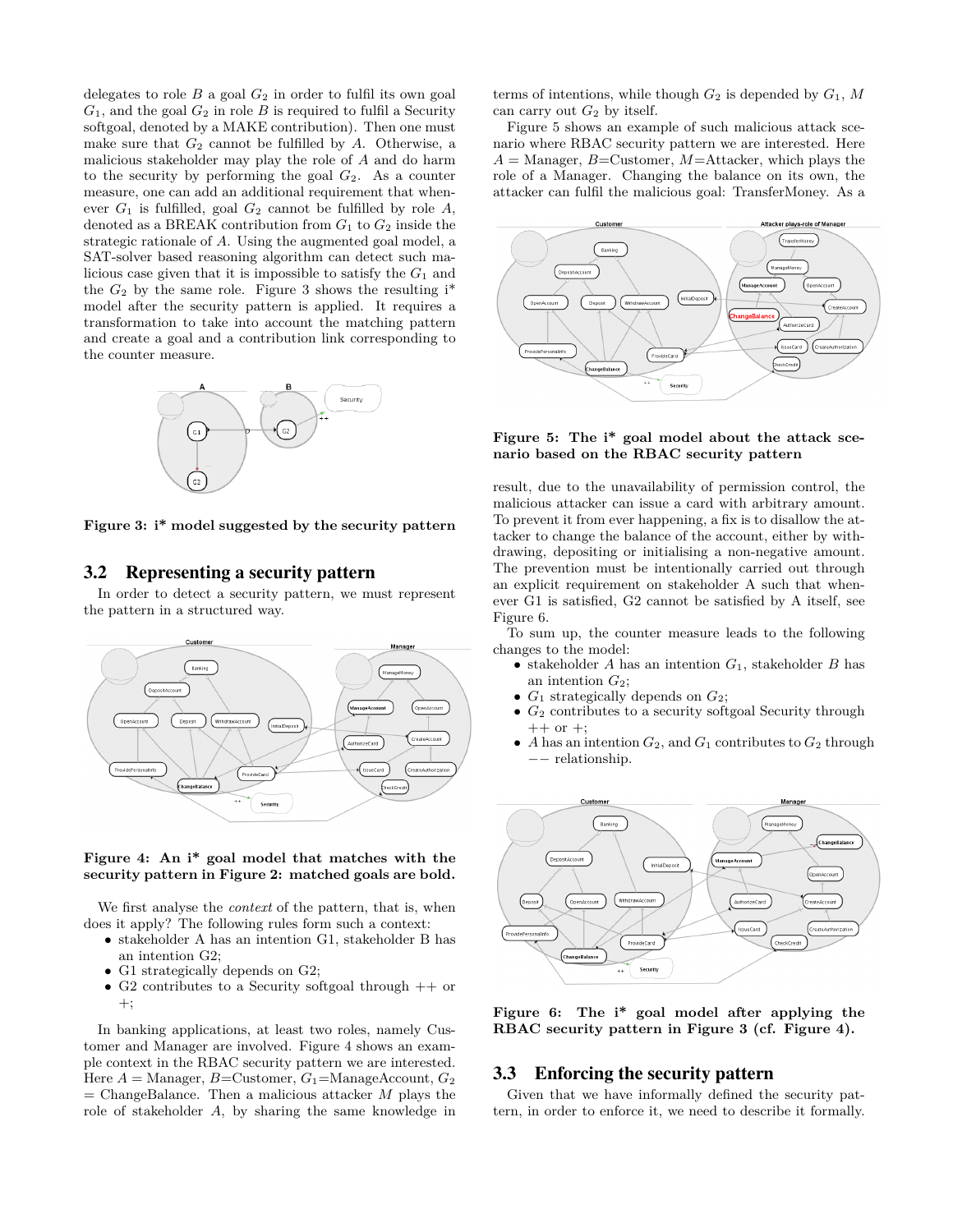delegates to role $B$ a goal $G_2$ in order to fulfil its own goal $G_1$, and the goal $G_2$ in role $B$ is required to fulfil a Security softgoal, denoted by a MAKE contribution). Then one must make sure that $G_2$ cannot be fulfilled by $A$. Otherwise, a malicious stakeholder may play the role of $A$ and do harm to the security by performing the goal $G_2$. As a counter measure, one can add an additional requirement that whenever $G_1$ is fulfilled, goal $G_2$ cannot be fulfilled by role $A$, denoted as a BREAK contribution from $G_1$ to $G_2$ inside the strategic rationale of $A$. Using the augmented goal model, a SAT-solver based reasoning algorithm can detect such malicious case given that it is impossible to satisfy the $G_1$ and the $G_2$ by the same role. Figure 3 shows the resulting i* model after the security pattern is applied. It requires a transformation to take into account the matching pattern and create a goal and a contribution link corresponding to the counter measure.

**Figure 3: i* model suggested by the security pattern**

## 3.2 Representing a security pattern

In order to detect a security pattern, we must represent the pattern in a structured way.

**Figure 4: An i* goal model that matches with the security pattern in Figure 2: matched goals are bold.**

We first analyse the *context* of the pattern, that is, when does it apply? The following rules form such a context:

- stakeholder A has an intention G1, stakeholder B has an intention G2;
- G1 strategically depends on G2;
- G2 contributes to a Security softgoal through ++ or +;

In banking applications, at least two roles, namely Customer and Manager are involved. Figure 4 shows an example context in the RBAC security pattern we are interested. Here $A$ = Manager, $B$=Customer, $G_1$=ManageAccount, $G_2$ = ChangeBalance. Then a malicious attacker $M$ plays the role of stakeholder $A$, by sharing the same knowledge in terms of intentions, while though $G_2$ is depended by $G_1$, $M$ can carry out $G_2$ by itself.

Figure 5 shows an example of such malicious attack scenario where RBAC security pattern we are interested. Here $A$ = Manager, $B$=Customer, $M$=Attacker, which plays the role of a Manager. Changing the balance on its own, the attacker can fulfil the malicious goal: TransferMoney. As a result, due to the unavailability of permission control, the malicious attacker can issue a card with arbitrary amount. To prevent it from ever happening, a fix is to disallow the attacker to change the balance of the account, either by withdrawing, depositing or initialising a non-negative amount. The prevention must be intentionally carried out through an explicit requirement on stakeholder A such that whenever G1 is satisfied, G2 cannot be satisfied by A itself, see Figure 6.

**Figure 5: The i* goal model about the attack scenario based on the RBAC security pattern**

To sum up, the counter measure leads to the following changes to the model:

- stakeholder $A$ has an intention $G_1$, stakeholder $B$ has an intention $G_2$;
- $G_1$ strategically depends on $G_2$;
- $G_2$ contributes to a security softgoal Security through ++ or +;
- $A$ has an intention $G_2$, and $G_1$ contributes to $G_2$ through $--$ relationship.

**Figure 6: The i* goal model after applying the RBAC security pattern in Figure 3 (cf. Figure 4).**

## 3.3 Enforcing the security pattern

Given that we have informally defined the security pattern, in order to enforce it, we need to describe it formally.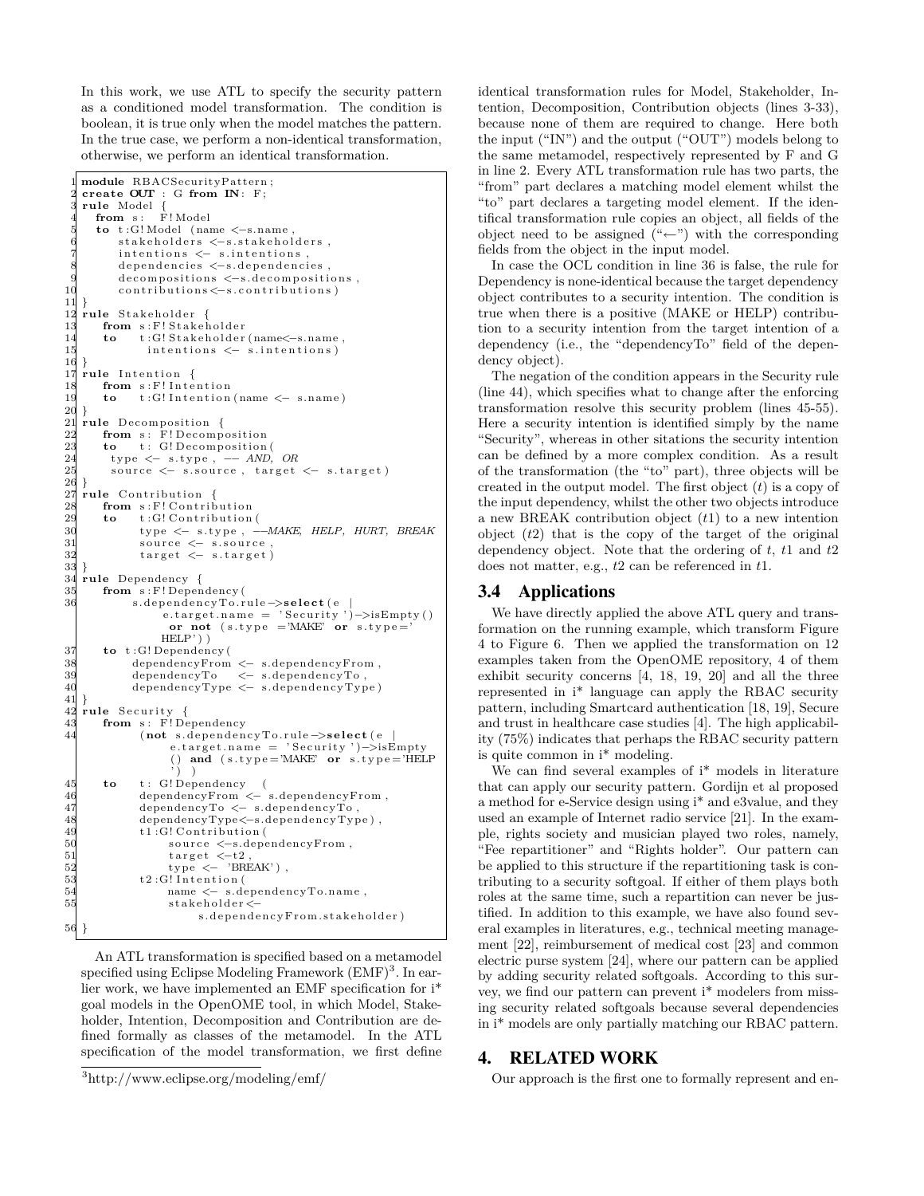In this work, we use ATL to specify the security pattern as a conditioned model transformation. The condition is boolean, it is true only when the model matches the pattern. In the true case, we perform a non-identical transformation, otherwise, we perform an identical transformation.

```
1  module RBACSecurityPattern;
2  create OUT : G from IN: F;
3  rule Model {
4    from s:  F!Model
5    to t:G!Model (name <-s.name,
6       stakeholders <-s.stakeholders,
7       intentions <- s.intentions,
8       dependencies <-s.dependencies,
9       decompositions <-s.decompositions,
10      contributions<-s.contributions)
11 }
12 rule Stakeholder {
13    from s:F!Stakeholder
14    to    t:G!Stakeholder(name<-s.name,
15          intentions <- s.intentions)
16 }
17 rule Intention {
18    from s:F!Intention
19    to    t:G!Intention(name <- s.name)
20 }
21 rule Decomposition {
22    from s: F!Decomposition
23    to    t: G!Decomposition(
24     type <- s.type, -- AND, OR
25     source <- s.source, target <- s.target)
26 }
27 rule Contribution {
28    from s:F!Contribution
29    to    t:G!Contribution(
30          type <- s.type, --MAKE, HELP, HURT, BREAK
31          source <- s.source,
32          target <- s.target)
33 }
34 rule Dependency {
35    from s:F!Dependency(
36         s.dependencyTo.rule->select(e |
               e.target.name = 'Security')->isEmpty()
               or not (s.type ='MAKE' or s.type='
             HELP'))
37    to t:G!Dependency(
38         dependencyFrom <- s.dependencyFrom,
39         dependencyTo    <- s.dependencyTo,
40         dependencyType <- s.dependencyType)
41 }
42 rule Security {
43    from s: F!Dependency
44         (not s.dependencyTo.rule->select(e |
               e.target.name = 'Security')->isEmpty
               () and (s.type='MAKE' or s.type='HELP
               ') )
45    to    t: G!Dependency   (
46         dependencyFrom <- s.dependencyFrom,
47         dependencyTo <- s.dependencyTo,
48         dependencyType<-s.dependencyType),
49         t1:G!Contribution(
50             source <-s.dependencyFrom,
51             target <-t2,
52             type <- 'BREAK'),
53         t2:G!Intention(
54             name <- s.dependencyTo.name,
55             stakeholder<-
                   s.dependencyFrom.stakeholder)
56 }
```

An ATL transformation is specified based on a metamodel specified using Eclipse Modeling Framework (EMF)[3]. In earlier work, we have implemented an EMF specification for i* goal models in the OpenOME tool, in which Model, Stakeholder, Intention, Decomposition and Contribution are defined formally as classes of the metamodel. In the ATL specification of the model transformation, we first define identical transformation rules for Model, Stakeholder, Intention, Decomposition, Contribution objects (lines 3-33), because none of them are required to change. Here both the input ("IN") and the output ("OUT") models belong to the same metamodel, respectively represented by F and G in line 2. Every ATL transformation rule has two parts, the "from" part declares a matching model element whilst the "to" part declares a targeting model element. If the identifical transformation rule copies an object, all fields of the object need to be assigned ("←") with the corresponding fields from the object in the input model.

In case the OCL condition in line 36 is false, the rule for Dependency is none-identical because the target dependency object contributes to a security intention. The condition is true when there is a positive (MAKE or HELP) contribution to a security intention from the target intention of a dependency (i.e., the "dependencyTo" field of the dependency object).

The negation of the condition appears in the Security rule (line 44), which specifies what to change after the enforcing transformation resolve this security problem (lines 45-55). Here a security intention is identified simply by the name "Security", whereas in other sitations the security intention can be defined by a more complex condition. As a result of the transformation (the "to" part), three objects will be created in the output model. The first object ($t$) is a copy of the input dependency, whilst the other two objects introduce a new BREAK contribution object ($t1$) to a new intention object ($t2$) that is the copy of the target of the original dependency object. Note that the ordering of $t$, $t1$ and $t2$ does not matter, e.g., $t2$ can be referenced in $t1$.

## 3.4 Applications

We have directly applied the above ATL query and transformation on the running example, which transform Figure 4 to Figure 6. Then we applied the transformation on 12 examples taken from the OpenOME repository, 4 of them exhibit security concerns [4, 18, 19, 20] and all the three represented in i* language can apply the RBAC security pattern, including Smartcard authentication [18, 19], Secure and trust in healthcare case studies [4]. The high applicability (75%) indicates that perhaps the RBAC security pattern is quite common in i* modeling.

We can find several examples of i* models in literature that can apply our security pattern. Gordijn et al proposed a method for e-Service design using i* and e3value, and they used an example of Internet radio service [21]. In the example, rights society and musician played two roles, namely, "Fee repartitioner" and "Rights holder". Our pattern can be applied to this structure if the repartitioning task is contributing to a security softgoal. If either of them plays both roles at the same time, such a repartition can never be justified. In addition to this example, we have also found several examples in literatures, e.g., technical meeting management [22], reimbursement of medical cost [23] and common electric purse system [24], where our pattern can be applied by adding security related softgoals. According to this survey, we find our pattern can prevent i* modelers from missing security related softgoals because several dependencies in i* models are only partially matching our RBAC pattern.

# 4. RELATED WORK

Our approach is the first one to formally represent and en-

[3] http://www.eclipse.org/modeling/emf/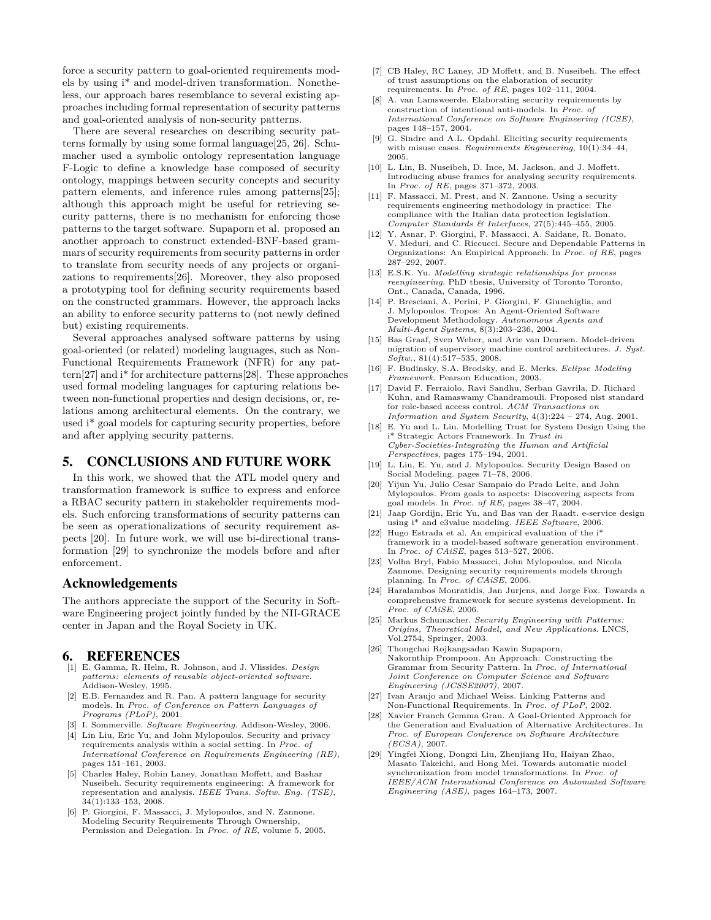force a security pattern to goal-oriented requirements models by using i* and model-driven transformation. Nonetheless, our approach bares resemblance to several existing approaches including formal representation of security patterns and goal-oriented analysis of non-security patterns.

There are several researches on describing security patterns formally by using some formal language[25, 26]. Schumacher used a symbolic ontology representation language F-Logic to define a knowledge base composed of security ontology, mappings between security concepts and security pattern elements, and inference rules among patterns[25]; although this approach might be useful for retrieving security patterns, there is no mechanism for enforcing those patterns to the target software. Supaporn et al. proposed an another approach to construct extended-BNF-based grammars of security requirements from security patterns in order to translate from security needs of any projects or organizations to requirements[26]. Moreover, they also proposed a prototyping tool for defining security requirements based on the constructed grammars. However, the approach lacks an ability to enforce security patterns to (not newly defined but) existing requirements.

Several approaches analysed software patterns by using goal-oriented (or related) modeling lauguages, such as Non-Functional Requirements Framework (NFR) for any pattern[27] and i* for architecture patterns[28]. These approaches used formal modeling languages for capturing relations between non-functional properties and design decisions, or, relations among architectural elements. On the contrary, we used i* goal models for capturing security properties, before and after applying security patterns.

## 5. CONCLUSIONS AND FUTURE WORK

In this work, we showed that the ATL model query and transformation framework is suffice to express and enforce a RBAC security pattern in stakeholder requirements models. Such enforcing transformations of security patterns can be seen as operationalizations of security requirement aspects [20]. In future work, we will use bi-directional transformation [29] to synchronize the models before and after enforcement.

## Acknowledgements

The authors appreciate the support of the Security in Software Engineering project jointly funded by the NII-GRACE center in Japan and the Royal Society in UK.

## 6. REFERENCES

[1] E. Gamma, R. Helm, R. Johnson, and J. Vlissides. *Design patterns: elements of reusable object-oriented software*. Addison-Wesley, 1995.

[2] E.B. Fernandez and R. Pan. A pattern language for security models. In *Proc. of Conference on Pattern Languages of Programs (PLoP)*, 2001.

[3] I. Sommerville. *Software Engineering*. Addison-Wesley, 2006.

[4] Lin Liu, Eric Yu, and John Mylopoulos. Security and privacy requirements analysis within a social setting. In *Proc. of International Conference on Requirements Engineering (RE)*, pages 151–161, 2003.

[5] Charles Haley, Robin Laney, Jonathan Moffett, and Bashar Nuseibeh. Security requirements engineering: A framework for representation and analysis. *IEEE Trans. Softw. Eng. (TSE)*, 34(1):133–153, 2008.

[6] P. Giorgini, F. Massacci, J. Mylopoulos, and N. Zannone. Modeling Security Requirements Through Ownership, Permission and Delegation. In *Proc. of RE*, volume 5, 2005.

[7] CB Haley, RC Laney, JD Moffett, and B. Nuseibeh. The effect of trust assumptions on the elaboration of security requirements. In *Proc. of RE*, pages 102–111, 2004.

[8] A. van Lamsweerde. Elaborating security requirements by construction of intentional anti-models. In *Proc. of International Conference on Software Engineering (ICSE)*, pages 148–157, 2004.

[9] G. Sindre and A.L. Opdahl. Eliciting security requirements with misuse cases. *Requirements Engineering*, 10(1):34–44, 2005.

[10] L. Lin, B. Nuseibeh, D. Ince, M. Jackson, and J. Moffett. Introducing abuse frames for analysing security requirements. In *Proc. of RE*, pages 371–372, 2003.

[11] F. Massacci, M. Prest, and N. Zannone. Using a security requirements engineering methodology in practice: The compliance with the Italian data protection legislation. *Computer Standards & Interfaces*, 27(5):445–455, 2005.

[12] Y. Asnar, P. Giorgini, F. Massacci, A. Saidane, R. Bonato, V. Meduri, and C. Riccucci. Secure and Dependable Patterns in Organizations: An Empirical Approach. In *Proc. of RE*, pages 287–292, 2007.

[13] E.S.K. Yu. *Modelling strategic relationships for process reengineering*. PhD thesis, University of Toronto Toronto, Ont., Canada, Canada, 1996.

[14] P. Bresciani, A. Perini, P. Giorgini, F. Giunchiglia, and J. Mylopoulos. Tropos: An Agent-Oriented Software Development Methodology. *Autonomous Agents and Multi-Agent Systems*, 8(3):203–236, 2004.

[15] Bas Graaf, Sven Weber, and Arie van Deursen. Model-driven migration of supervisory machine control architectures. *J. Syst. Softw.*, 81(4):517–535, 2008.

[16] F. Budinsky, S.A. Brodsky, and E. Merks. *Eclipse Modeling Framework*. Pearson Education, 2003.

[17] David F. Ferraiolo, Ravi Sandhu, Serban Gavrila, D. Richard Kuhn, and Ramaswamy Chandramouli. Proposed nist standard for role-based access control. *ACM Transactions on Information and System Security*, 4(3):224 – 274, Aug. 2001.

[18] E. Yu and L. Liu. Modelling Trust for System Design Using the i* Strategic Actors Framework. In *Trust in Cyber-Societies-Integrating the Human and Artificial Perspectives*, pages 175–194, 2001.

[19] L. Liu, E. Yu, and J. Mylopoulos. Security Design Based on Social Modeling. pages 71–78, 2006.

[20] Yijun Yu, Julio Cesar Sampaio do Prado Leite, and John Mylopoulos. From goals to aspects: Discovering aspects from goal models. In *Proc. of RE*, pages 38–47, 2004.

[21] Jaap Gordijn, Eric Yu, and Bas van der Raadt. e-service design using i* and e3value modeling. *IEEE Software*, 2006.

[22] Hugo Estrada et al. An empirical evaluation of the i* framework in a model-based software generation environment. In *Proc. of CAiSE*, pages 513–527, 2006.

[23] Volha Bryl, Fabio Massacci, John Mylopoulos, and Nicola Zannone. Designing security requirements models through planning. In *Proc. of CAiSE*, 2006.

[24] Haralambos Mouratidis, Jan Jurjens, and Jorge Fox. Towards a comprehensive framework for secure systems development. In *Proc. of CAiSE*, 2006.

[25] Markus Schumacher. *Security Engineering with Patterns: Origins, Theoretical Model, and New Applications*. LNCS, Vol.2754, Springer, 2003.

[26] Thongchai Rojkangsadan Kawin Supaporn, Nakornthip Prompoon. An Approach: Constructing the Grammar from Security Pattern. In *Proc. of International Joint Conference on Computer Science and Software Engineering (JCSSE2007)*, 2007.

[27] Ivan Araujo and Michael Weiss. Linking Patterns and Non-Functional Requirements. In *Proc. of PLoP*, 2002.

[28] Xavier Franch Gemma Grau. A Goal-Oriented Approach for the Generation and Evaluation of Alternative Architectures. In *Proc. of European Conference on Software Architecture (ECSA)*, 2007.

[29] Yingfei Xiong, Dongxi Liu, Zhenjiang Hu, Haiyan Zhao, Masato Takeichi, and Hong Mei. Towards automatic model synchronization from model transformations. In *Proc. of IEEE/ACM International Conference on Automated Software Engineering (ASE)*, pages 164–173, 2007.